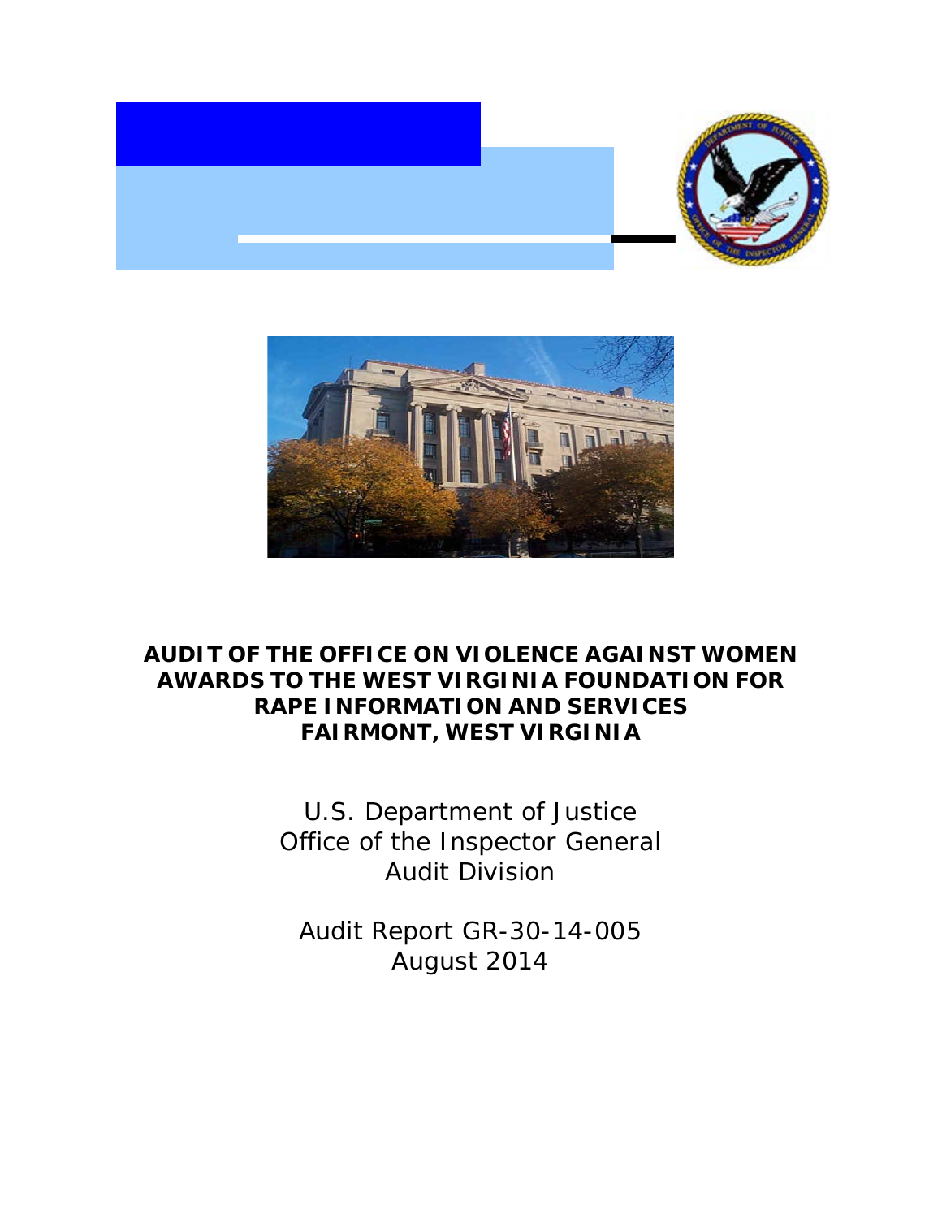# AUDIT OF THE OFFICE ON VIOLENCE AGAINST WOMEN AWARDS TO THE WEST VIRGINIA FOUNDATION FOR RAPE INFORMATION AND SERVICES FAIRMONT, WEST VIRGINIA

U.S. Department of Justice
Office of the Inspector General
Audit Division

Audit Report GR-30-14-005
August 2014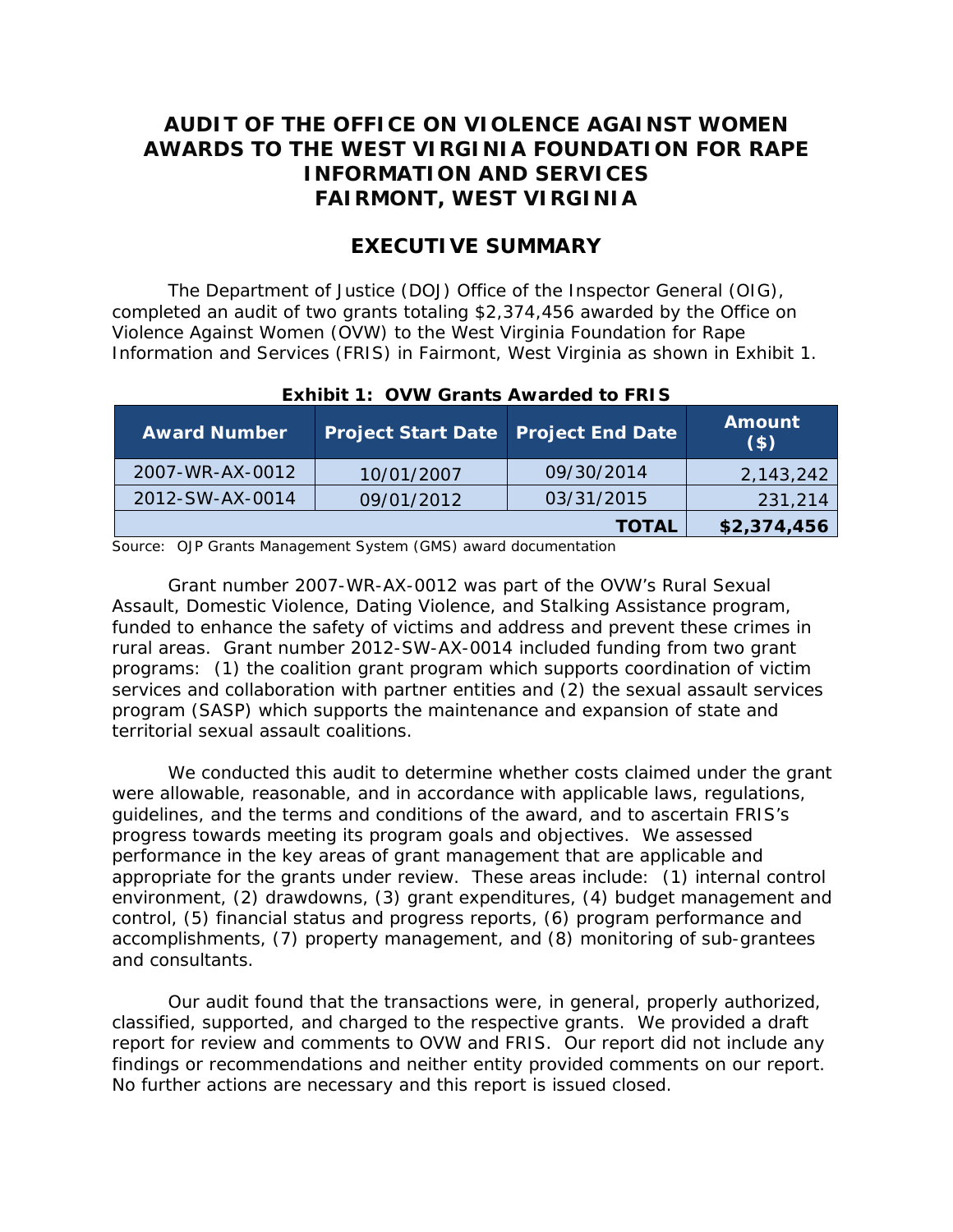# AUDIT OF THE OFFICE ON VIOLENCE AGAINST WOMEN AWARDS TO THE WEST VIRGINIA FOUNDATION FOR RAPE INFORMATION AND SERVICES FAIRMONT, WEST VIRGINIA

## EXECUTIVE SUMMARY

The Department of Justice (DOJ) Office of the Inspector General (OIG), completed an audit of two grants totaling $2,374,456 awarded by the Office on Violence Against Women (OVW) to the West Virginia Foundation for Rape Information and Services (FRIS) in Fairmont, West Virginia as shown in Exhibit 1.

**Exhibit 1: OVW Grants Awarded to FRIS**

| Award Number | Project Start Date | Project End Date | Amount ($) |
|---|---|---|---|
| 2007-WR-AX-0012 | 10/01/2007 | 09/30/2014 | 2,143,242 |
| 2012-SW-AX-0014 | 09/01/2012 | 03/31/2015 | 231,214 |
| | | **TOTAL** | **$2,374,456** |

Source: OJP Grants Management System (GMS) award documentation

Grant number 2007-WR-AX-0012 was part of the OVW's Rural Sexual Assault, Domestic Violence, Dating Violence, and Stalking Assistance program, funded to enhance the safety of victims and address and prevent these crimes in rural areas. Grant number 2012-SW-AX-0014 included funding from two grant programs: (1) the coalition grant program which supports coordination of victim services and collaboration with partner entities and (2) the sexual assault services program (SASP) which supports the maintenance and expansion of state and territorial sexual assault coalitions.

We conducted this audit to determine whether costs claimed under the grant were allowable, reasonable, and in accordance with applicable laws, regulations, guidelines, and the terms and conditions of the award, and to ascertain FRIS's progress towards meeting its program goals and objectives. We assessed performance in the key areas of grant management that are applicable and appropriate for the grants under review. These areas include: (1) internal control environment, (2) drawdowns, (3) grant expenditures, (4) budget management and control, (5) financial status and progress reports, (6) program performance and accomplishments, (7) property management, and (8) monitoring of sub-grantees and consultants.

Our audit found that the transactions were, in general, properly authorized, classified, supported, and charged to the respective grants. We provided a draft report for review and comments to OVW and FRIS. Our report did not include any findings or recommendations and neither entity provided comments on our report. No further actions are necessary and this report is issued closed.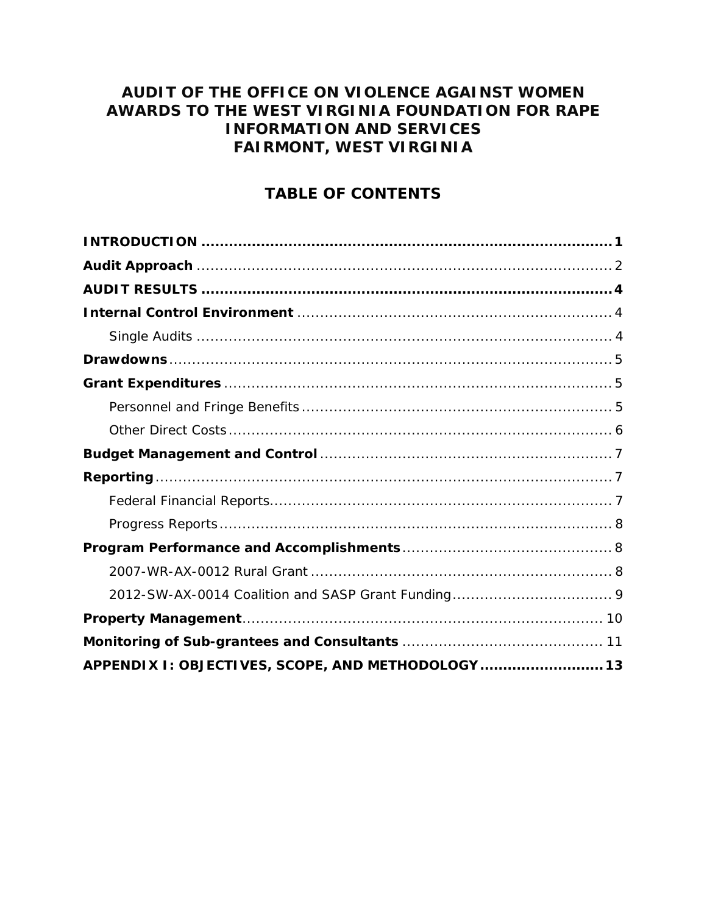# AUDIT OF THE OFFICE ON VIOLENCE AGAINST WOMEN AWARDS TO THE WEST VIRGINIA FOUNDATION FOR RAPE INFORMATION AND SERVICES FAIRMONT, WEST VIRGINIA

## TABLE OF CONTENTS

**INTRODUCTION** .......................................................................................... **1**

**Audit Approach** .......................................................................................... 2

**AUDIT RESULTS** .......................................................................................... **4**

**Internal Control Environment** ...................................................................... 4

Single Audits .......................................................................................... 4

**Drawdowns** .......................................................................................... 5

**Grant Expenditures** .......................................................................................... 5

Personnel and Fringe Benefits .......................................................................... 5

Other Direct Costs .......................................................................................... 6

**Budget Management and Control** .......................................................................... 7

**Reporting** .......................................................................................... 7

Federal Financial Reports .......................................................................................... 7

Progress Reports .......................................................................................... 8

**Program Performance and Accomplishments** .......................................................................... 8

2007-WR-AX-0012 Rural Grant .......................................................................................... 8

2012-SW-AX-0014 Coalition and SASP Grant Funding .......................................................................... 9

**Property Management** .......................................................................................... 10

**Monitoring of Sub-grantees and Consultants** .......................................................................... 11

**APPENDIX I: OBJECTIVES, SCOPE, AND METHODOLOGY** .......................................................................... **13**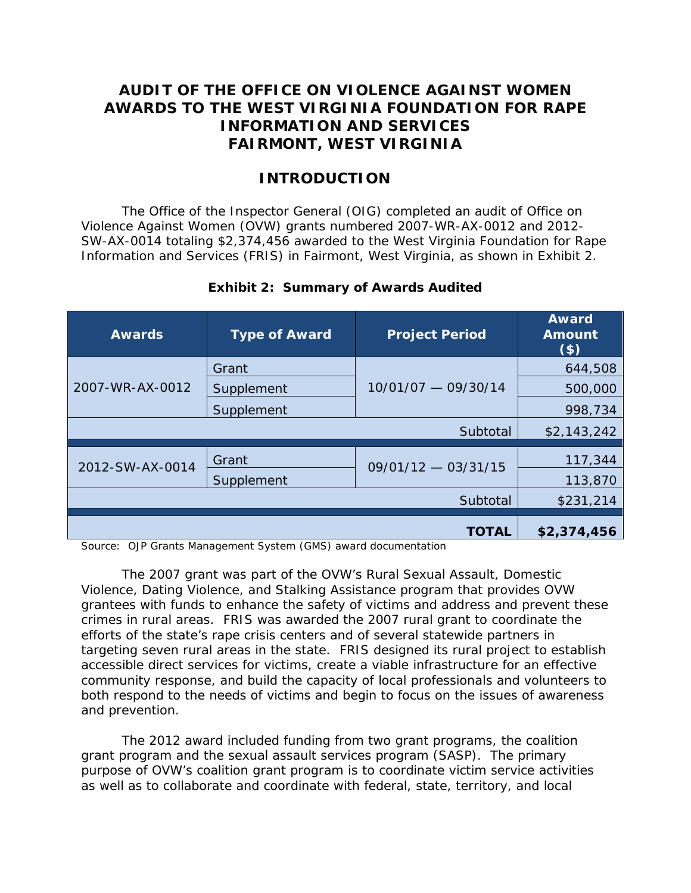# AUDIT OF THE OFFICE ON VIOLENCE AGAINST WOMEN AWARDS TO THE WEST VIRGINIA FOUNDATION FOR RAPE INFORMATION AND SERVICES FAIRMONT, WEST VIRGINIA

## INTRODUCTION

The Office of the Inspector General (OIG) completed an audit of Office on Violence Against Women (OVW) grants numbered 2007-WR-AX-0012 and 2012-SW-AX-0014 totaling $2,374,456 awarded to the West Virginia Foundation for Rape Information and Services (FRIS) in Fairmont, West Virginia, as shown in Exhibit 2.

**Exhibit 2: Summary of Awards Audited**

| Awards | Type of Award | Project Period | Award Amount ($) |
|---|---|---|---|
| 2007-WR-AX-0012 | Grant | 10/01/07 — 09/30/14 | 644,508 |
| | Supplement | | 500,000 |
| | Supplement | | 998,734 |
| | | Subtotal | $2,143,242 |
| 2012-SW-AX-0014 | Grant | 09/01/12 — 03/31/15 | 117,344 |
| | Supplement | | 113,870 |
| | | Subtotal | $231,214 |
| | | **TOTAL** | **$2,374,456** |

Source: OJP Grants Management System (GMS) award documentation

The 2007 grant was part of the OVW's Rural Sexual Assault, Domestic Violence, Dating Violence, and Stalking Assistance program that provides OVW grantees with funds to enhance the safety of victims and address and prevent these crimes in rural areas. FRIS was awarded the 2007 rural grant to coordinate the efforts of the state's rape crisis centers and of several statewide partners in targeting seven rural areas in the state. FRIS designed its rural project to establish accessible direct services for victims, create a viable infrastructure for an effective community response, and build the capacity of local professionals and volunteers to both respond to the needs of victims and begin to focus on the issues of awareness and prevention.

The 2012 award included funding from two grant programs, the coalition grant program and the sexual assault services program (SASP). The primary purpose of OVW's coalition grant program is to coordinate victim service activities as well as to collaborate and coordinate with federal, state, territory, and local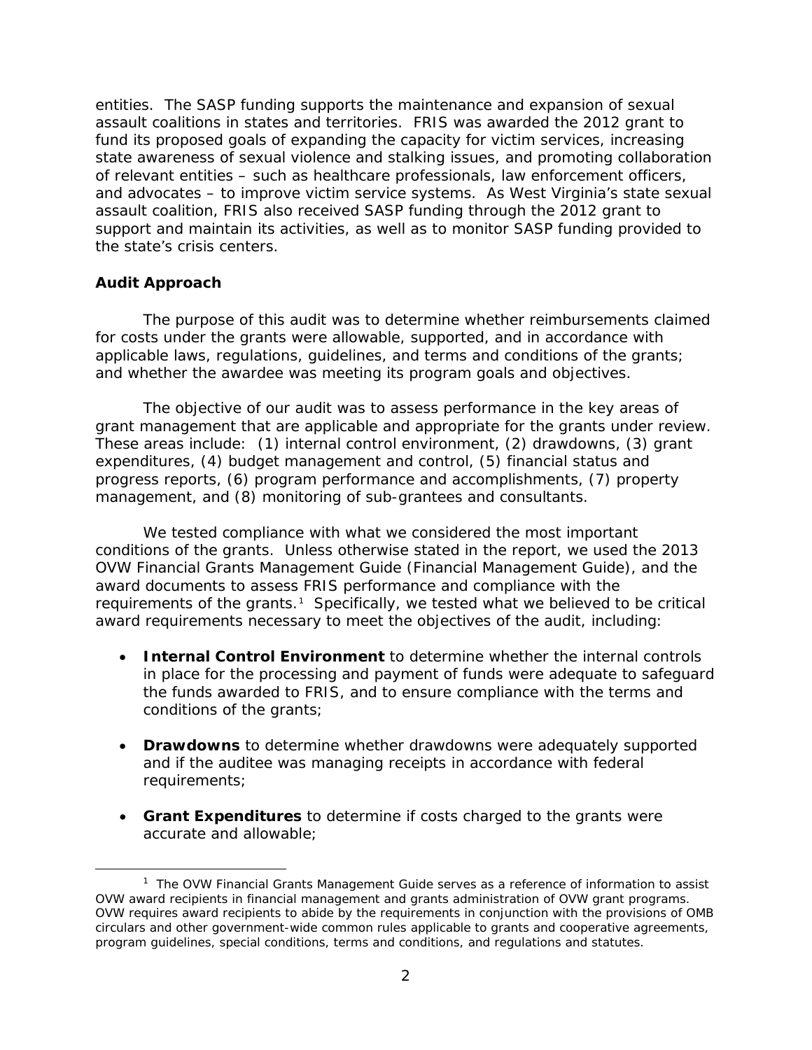entities. The SASP funding supports the maintenance and expansion of sexual assault coalitions in states and territories. FRIS was awarded the 2012 grant to fund its proposed goals of expanding the capacity for victim services, increasing state awareness of sexual violence and stalking issues, and promoting collaboration of relevant entities – such as healthcare professionals, law enforcement officers, and advocates – to improve victim service systems. As West Virginia's state sexual assault coalition, FRIS also received SASP funding through the 2012 grant to support and maintain its activities, as well as to monitor SASP funding provided to the state's crisis centers.

**Audit Approach**

The purpose of this audit was to determine whether reimbursements claimed for costs under the grants were allowable, supported, and in accordance with applicable laws, regulations, guidelines, and terms and conditions of the grants; and whether the awardee was meeting its program goals and objectives.

The objective of our audit was to assess performance in the key areas of grant management that are applicable and appropriate for the grants under review. These areas include: (1) internal control environment, (2) drawdowns, (3) grant expenditures, (4) budget management and control, (5) financial status and progress reports, (6) program performance and accomplishments, (7) property management, and (8) monitoring of sub-grantees and consultants.

We tested compliance with what we considered the most important conditions of the grants. Unless otherwise stated in the report, we used the 2013 OVW Financial Grants Management Guide (Financial Management Guide), and the award documents to assess FRIS performance and compliance with the requirements of the grants.[1] Specifically, we tested what we believed to be critical award requirements necessary to meet the objectives of the audit, including:

- **Internal Control Environment** to determine whether the internal controls in place for the processing and payment of funds were adequate to safeguard the funds awarded to FRIS, and to ensure compliance with the terms and conditions of the grants;

- **Drawdowns** to determine whether drawdowns were adequately supported and if the auditee was managing receipts in accordance with federal requirements;

- **Grant Expenditures** to determine if costs charged to the grants were accurate and allowable;

[1] The OVW Financial Grants Management Guide serves as a reference of information to assist OVW award recipients in financial management and grants administration of OVW grant programs. OVW requires award recipients to abide by the requirements in conjunction with the provisions of OMB circulars and other government-wide common rules applicable to grants and cooperative agreements, program guidelines, special conditions, terms and conditions, and regulations and statutes.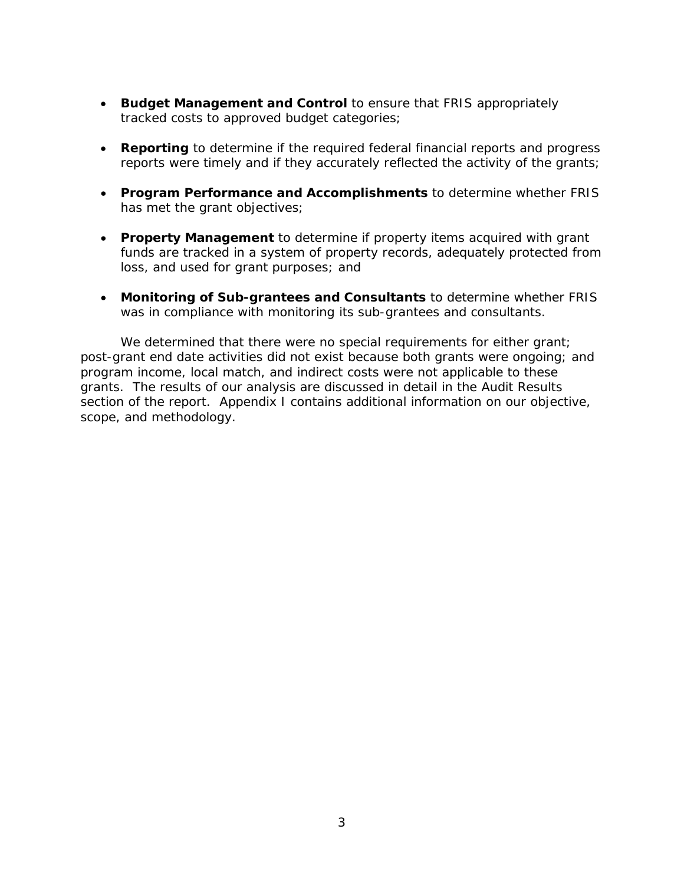- **Budget Management and Control** to ensure that FRIS appropriately tracked costs to approved budget categories;

- **Reporting** to determine if the required federal financial reports and progress reports were timely and if they accurately reflected the activity of the grants;

- **Program Performance and Accomplishments** to determine whether FRIS has met the grant objectives;

- **Property Management** to determine if property items acquired with grant funds are tracked in a system of property records, adequately protected from loss, and used for grant purposes; and

- **Monitoring of Sub-grantees and Consultants** to determine whether FRIS was in compliance with monitoring its sub-grantees and consultants.

We determined that there were no special requirements for either grant; post-grant end date activities did not exist because both grants were ongoing; and program income, local match, and indirect costs were not applicable to these grants. The results of our analysis are discussed in detail in the Audit Results section of the report. Appendix I contains additional information on our objective, scope, and methodology.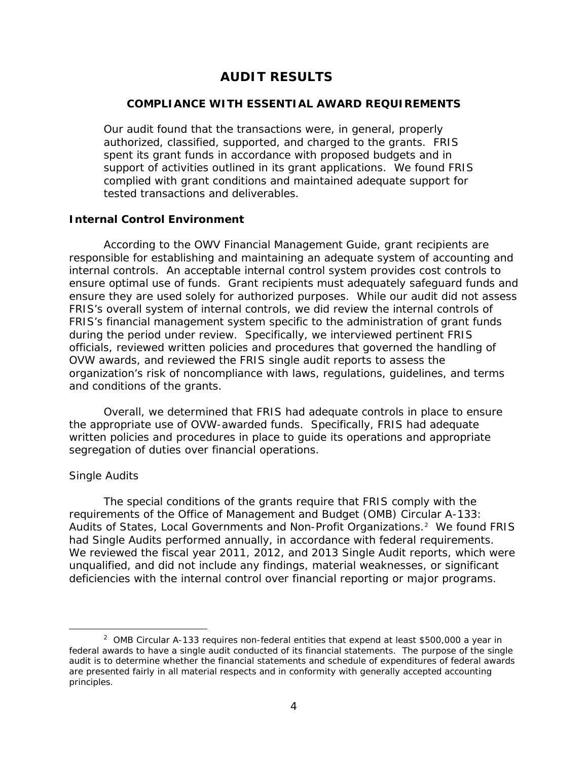# AUDIT RESULTS

## COMPLIANCE WITH ESSENTIAL AWARD REQUIREMENTS

Our audit found that the transactions were, in general, properly authorized, classified, supported, and charged to the grants. FRIS spent its grant funds in accordance with proposed budgets and in support of activities outlined in its grant applications. We found FRIS complied with grant conditions and maintained adequate support for tested transactions and deliverables.

### Internal Control Environment

According to the OWV Financial Management Guide, grant recipients are responsible for establishing and maintaining an adequate system of accounting and internal controls. An acceptable internal control system provides cost controls to ensure optimal use of funds. Grant recipients must adequately safeguard funds and ensure they are used solely for authorized purposes. While our audit did not assess FRIS's overall system of internal controls, we did review the internal controls of FRIS's financial management system specific to the administration of grant funds during the period under review. Specifically, we interviewed pertinent FRIS officials, reviewed written policies and procedures that governed the handling of OVW awards, and reviewed the FRIS single audit reports to assess the organization's risk of noncompliance with laws, regulations, guidelines, and terms and conditions of the grants.

Overall, we determined that FRIS had adequate controls in place to ensure the appropriate use of OVW-awarded funds. Specifically, FRIS had adequate written policies and procedures in place to guide its operations and appropriate segregation of duties over financial operations.

#### Single Audits

The special conditions of the grants require that FRIS comply with the requirements of the Office of Management and Budget (OMB) Circular A-133: Audits of States, Local Governments and Non-Profit Organizations.[2] We found FRIS had Single Audits performed annually, in accordance with federal requirements. We reviewed the fiscal year 2011, 2012, and 2013 Single Audit reports, which were unqualified, and did not include any findings, material weaknesses, or significant deficiencies with the internal control over financial reporting or major programs.

---

[2] OMB Circular A-133 requires non-federal entities that expend at least $500,000 a year in federal awards to have a single audit conducted of its financial statements. The purpose of the single audit is to determine whether the financial statements and schedule of expenditures of federal awards are presented fairly in all material respects and in conformity with generally accepted accounting principles.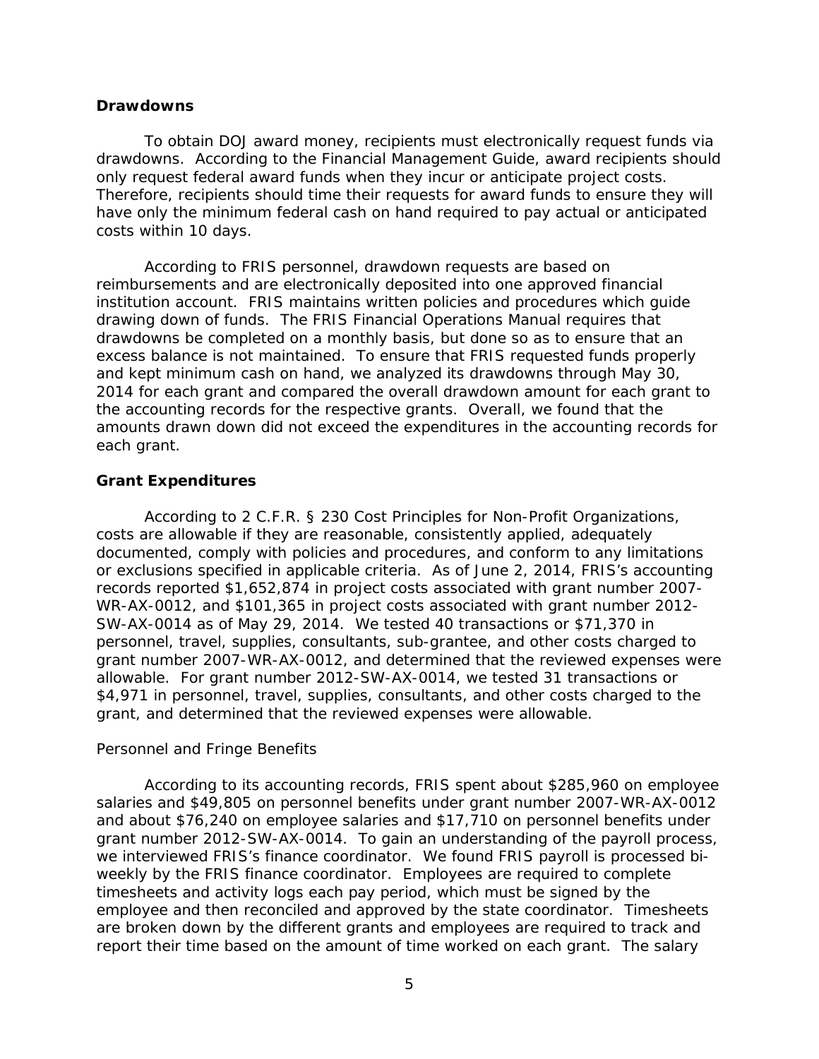### Drawdowns

To obtain DOJ award money, recipients must electronically request funds via drawdowns. According to the Financial Management Guide, award recipients should only request federal award funds when they incur or anticipate project costs. Therefore, recipients should time their requests for award funds to ensure they will have only the minimum federal cash on hand required to pay actual or anticipated costs within 10 days.

According to FRIS personnel, drawdown requests are based on reimbursements and are electronically deposited into one approved financial institution account. FRIS maintains written policies and procedures which guide drawing down of funds. The FRIS Financial Operations Manual requires that drawdowns be completed on a monthly basis, but done so as to ensure that an excess balance is not maintained. To ensure that FRIS requested funds properly and kept minimum cash on hand, we analyzed its drawdowns through May 30, 2014 for each grant and compared the overall drawdown amount for each grant to the accounting records for the respective grants. Overall, we found that the amounts drawn down did not exceed the expenditures in the accounting records for each grant.

### Grant Expenditures

According to 2 C.F.R. § 230 Cost Principles for Non-Profit Organizations, costs are allowable if they are reasonable, consistently applied, adequately documented, comply with policies and procedures, and conform to any limitations or exclusions specified in applicable criteria. As of June 2, 2014, FRIS's accounting records reported $1,652,874 in project costs associated with grant number 2007-WR-AX-0012, and $101,365 in project costs associated with grant number 2012-SW-AX-0014 as of May 29, 2014. We tested 40 transactions or $71,370 in personnel, travel, supplies, consultants, sub-grantee, and other costs charged to grant number 2007-WR-AX-0012, and determined that the reviewed expenses were allowable. For grant number 2012-SW-AX-0014, we tested 31 transactions or $4,971 in personnel, travel, supplies, consultants, and other costs charged to the grant, and determined that the reviewed expenses were allowable.

#### Personnel and Fringe Benefits

According to its accounting records, FRIS spent about $285,960 on employee salaries and $49,805 on personnel benefits under grant number 2007-WR-AX-0012 and about $76,240 on employee salaries and $17,710 on personnel benefits under grant number 2012-SW-AX-0014. To gain an understanding of the payroll process, we interviewed FRIS's finance coordinator. We found FRIS payroll is processed bi-weekly by the FRIS finance coordinator. Employees are required to complete timesheets and activity logs each pay period, which must be signed by the employee and then reconciled and approved by the state coordinator. Timesheets are broken down by the different grants and employees are required to track and report their time based on the amount of time worked on each grant. The salary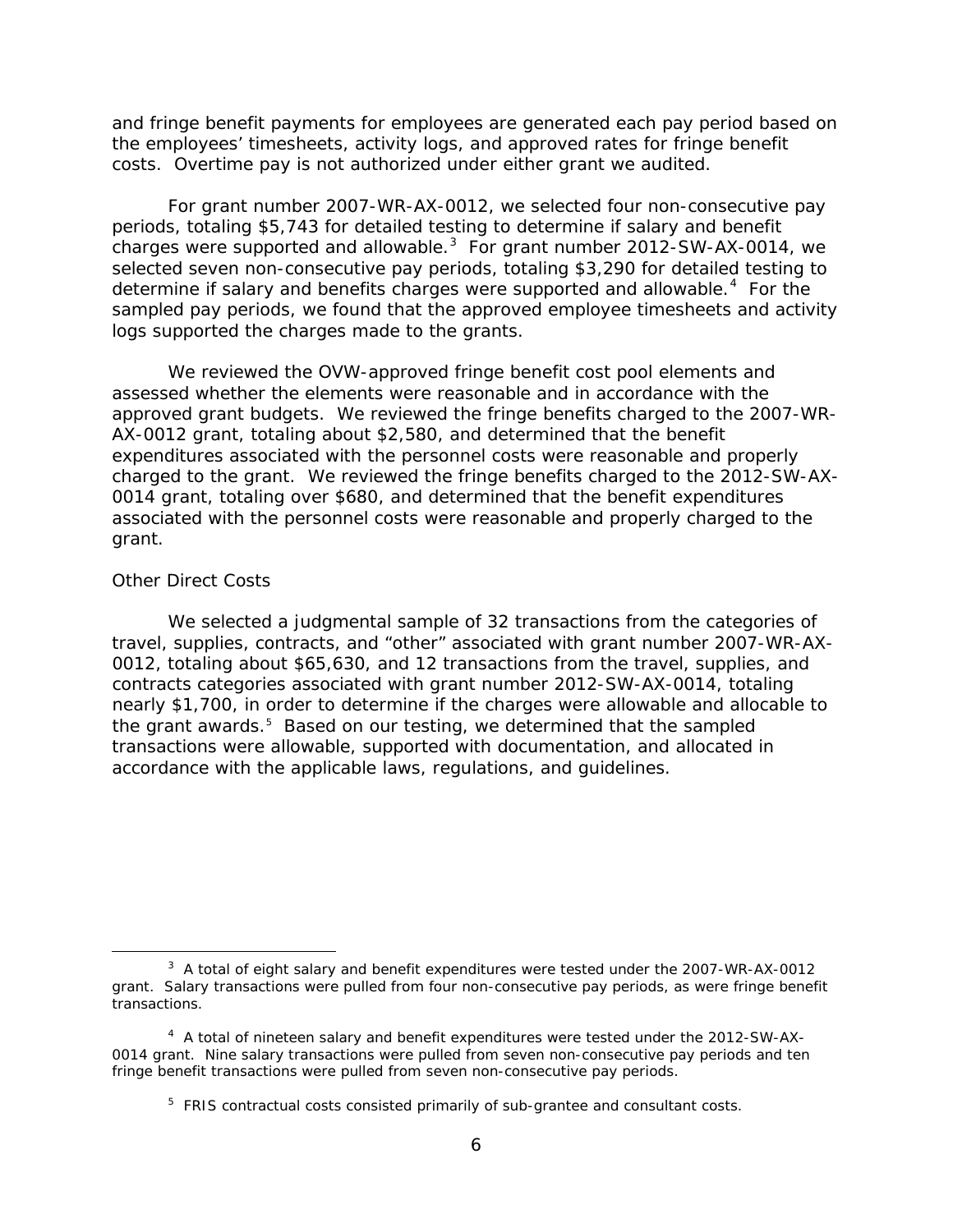and fringe benefit payments for employees are generated each pay period based on the employees' timesheets, activity logs, and approved rates for fringe benefit costs. Overtime pay is not authorized under either grant we audited.

For grant number 2007-WR-AX-0012, we selected four non-consecutive pay periods, totaling $5,743 for detailed testing to determine if salary and benefit charges were supported and allowable.[3] For grant number 2012-SW-AX-0014, we selected seven non-consecutive pay periods, totaling $3,290 for detailed testing to determine if salary and benefits charges were supported and allowable.[4] For the sampled pay periods, we found that the approved employee timesheets and activity logs supported the charges made to the grants.

We reviewed the OVW-approved fringe benefit cost pool elements and assessed whether the elements were reasonable and in accordance with the approved grant budgets. We reviewed the fringe benefits charged to the 2007-WR-AX-0012 grant, totaling about $2,580, and determined that the benefit expenditures associated with the personnel costs were reasonable and properly charged to the grant. We reviewed the fringe benefits charged to the 2012-SW-AX-0014 grant, totaling over $680, and determined that the benefit expenditures associated with the personnel costs were reasonable and properly charged to the grant.

Other Direct Costs

We selected a judgmental sample of 32 transactions from the categories of travel, supplies, contracts, and "other" associated with grant number 2007-WR-AX-0012, totaling about $65,630, and 12 transactions from the travel, supplies, and contracts categories associated with grant number 2012-SW-AX-0014, totaling nearly $1,700, in order to determine if the charges were allowable and allocable to the grant awards.[5] Based on our testing, we determined that the sampled transactions were allowable, supported with documentation, and allocated in accordance with the applicable laws, regulations, and guidelines.

---

[3] A total of eight salary and benefit expenditures were tested under the 2007-WR-AX-0012 grant. Salary transactions were pulled from four non-consecutive pay periods, as were fringe benefit transactions.

[4] A total of nineteen salary and benefit expenditures were tested under the 2012-SW-AX-0014 grant. Nine salary transactions were pulled from seven non-consecutive pay periods and ten fringe benefit transactions were pulled from seven non-consecutive pay periods.

[5] FRIS contractual costs consisted primarily of sub-grantee and consultant costs.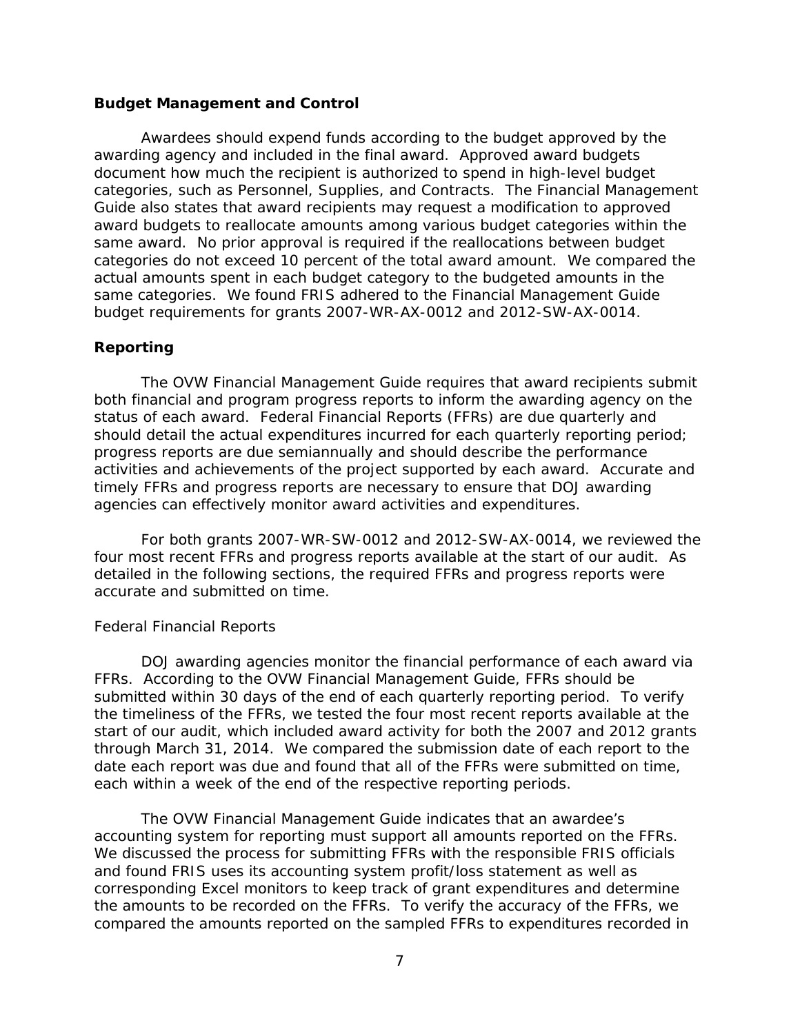### Budget Management and Control

Awardees should expend funds according to the budget approved by the awarding agency and included in the final award. Approved award budgets document how much the recipient is authorized to spend in high-level budget categories, such as Personnel, Supplies, and Contracts. The Financial Management Guide also states that award recipients may request a modification to approved award budgets to reallocate amounts among various budget categories within the same award. No prior approval is required if the reallocations between budget categories do not exceed 10 percent of the total award amount. We compared the actual amounts spent in each budget category to the budgeted amounts in the same categories. We found FRIS adhered to the Financial Management Guide budget requirements for grants 2007-WR-AX-0012 and 2012-SW-AX-0014.

### Reporting

The OVW Financial Management Guide requires that award recipients submit both financial and program progress reports to inform the awarding agency on the status of each award. Federal Financial Reports (FFRs) are due quarterly and should detail the actual expenditures incurred for each quarterly reporting period; progress reports are due semiannually and should describe the performance activities and achievements of the project supported by each award. Accurate and timely FFRs and progress reports are necessary to ensure that DOJ awarding agencies can effectively monitor award activities and expenditures.

For both grants 2007-WR-SW-0012 and 2012-SW-AX-0014, we reviewed the four most recent FFRs and progress reports available at the start of our audit. As detailed in the following sections, the required FFRs and progress reports were accurate and submitted on time.

#### Federal Financial Reports

DOJ awarding agencies monitor the financial performance of each award via FFRs. According to the OVW Financial Management Guide, FFRs should be submitted within 30 days of the end of each quarterly reporting period. To verify the timeliness of the FFRs, we tested the four most recent reports available at the start of our audit, which included award activity for both the 2007 and 2012 grants through March 31, 2014. We compared the submission date of each report to the date each report was due and found that all of the FFRs were submitted on time, each within a week of the end of the respective reporting periods.

The OVW Financial Management Guide indicates that an awardee's accounting system for reporting must support all amounts reported on the FFRs. We discussed the process for submitting FFRs with the responsible FRIS officials and found FRIS uses its accounting system profit/loss statement as well as corresponding Excel monitors to keep track of grant expenditures and determine the amounts to be recorded on the FFRs. To verify the accuracy of the FFRs, we compared the amounts reported on the sampled FFRs to expenditures recorded in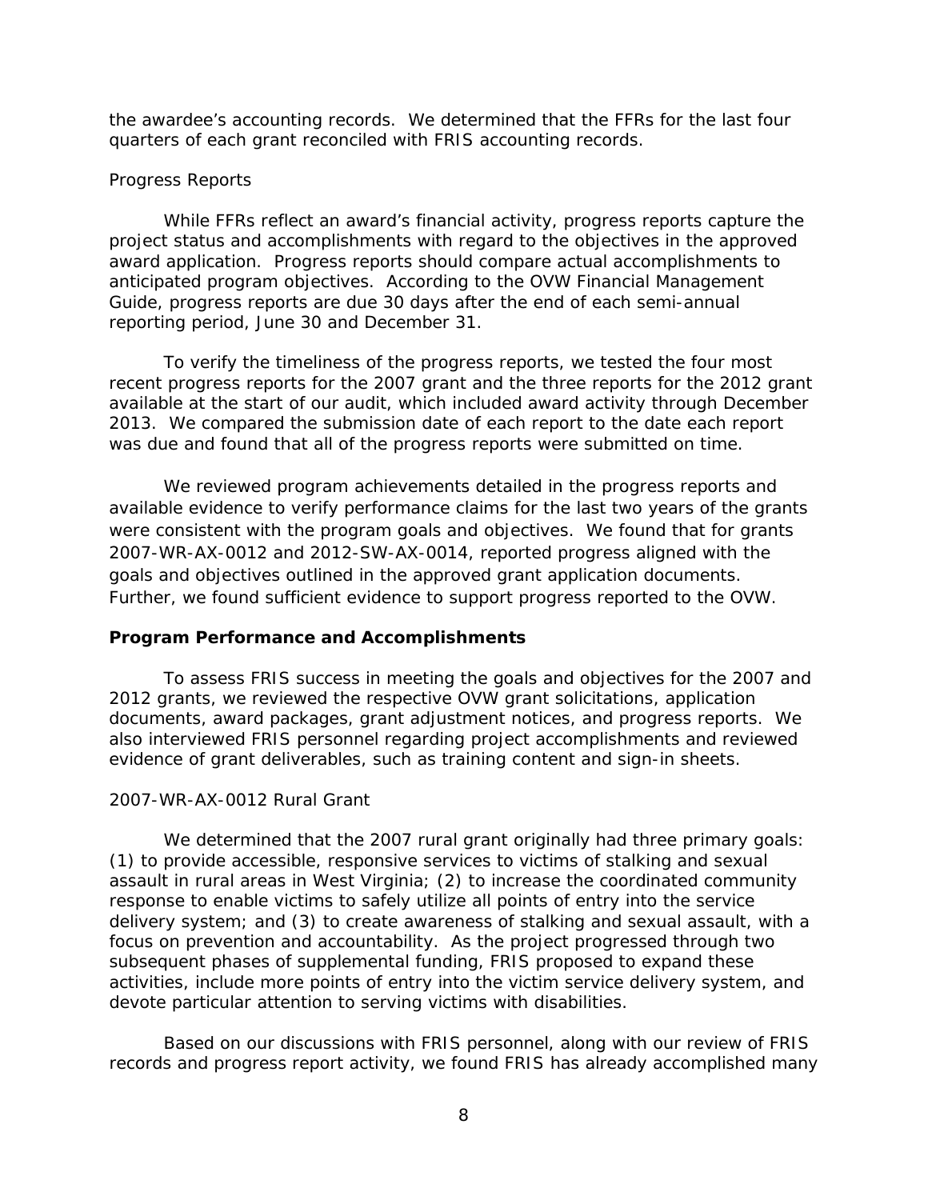the awardee's accounting records. We determined that the FFRs for the last four quarters of each grant reconciled with FRIS accounting records.

### Progress Reports

While FFRs reflect an award's financial activity, progress reports capture the project status and accomplishments with regard to the objectives in the approved award application. Progress reports should compare actual accomplishments to anticipated program objectives. According to the OVW Financial Management Guide, progress reports are due 30 days after the end of each semi-annual reporting period, June 30 and December 31.

To verify the timeliness of the progress reports, we tested the four most recent progress reports for the 2007 grant and the three reports for the 2012 grant available at the start of our audit, which included award activity through December 2013. We compared the submission date of each report to the date each report was due and found that all of the progress reports were submitted on time.

We reviewed program achievements detailed in the progress reports and available evidence to verify performance claims for the last two years of the grants were consistent with the program goals and objectives. We found that for grants 2007-WR-AX-0012 and 2012-SW-AX-0014, reported progress aligned with the goals and objectives outlined in the approved grant application documents. Further, we found sufficient evidence to support progress reported to the OVW.

## Program Performance and Accomplishments

To assess FRIS success in meeting the goals and objectives for the 2007 and 2012 grants, we reviewed the respective OVW grant solicitations, application documents, award packages, grant adjustment notices, and progress reports. We also interviewed FRIS personnel regarding project accomplishments and reviewed evidence of grant deliverables, such as training content and sign-in sheets.

### 2007-WR-AX-0012 Rural Grant

We determined that the 2007 rural grant originally had three primary goals: (1) to provide accessible, responsive services to victims of stalking and sexual assault in rural areas in West Virginia; (2) to increase the coordinated community response to enable victims to safely utilize all points of entry into the service delivery system; and (3) to create awareness of stalking and sexual assault, with a focus on prevention and accountability. As the project progressed through two subsequent phases of supplemental funding, FRIS proposed to expand these activities, include more points of entry into the victim service delivery system, and devote particular attention to serving victims with disabilities.

Based on our discussions with FRIS personnel, along with our review of FRIS records and progress report activity, we found FRIS has already accomplished many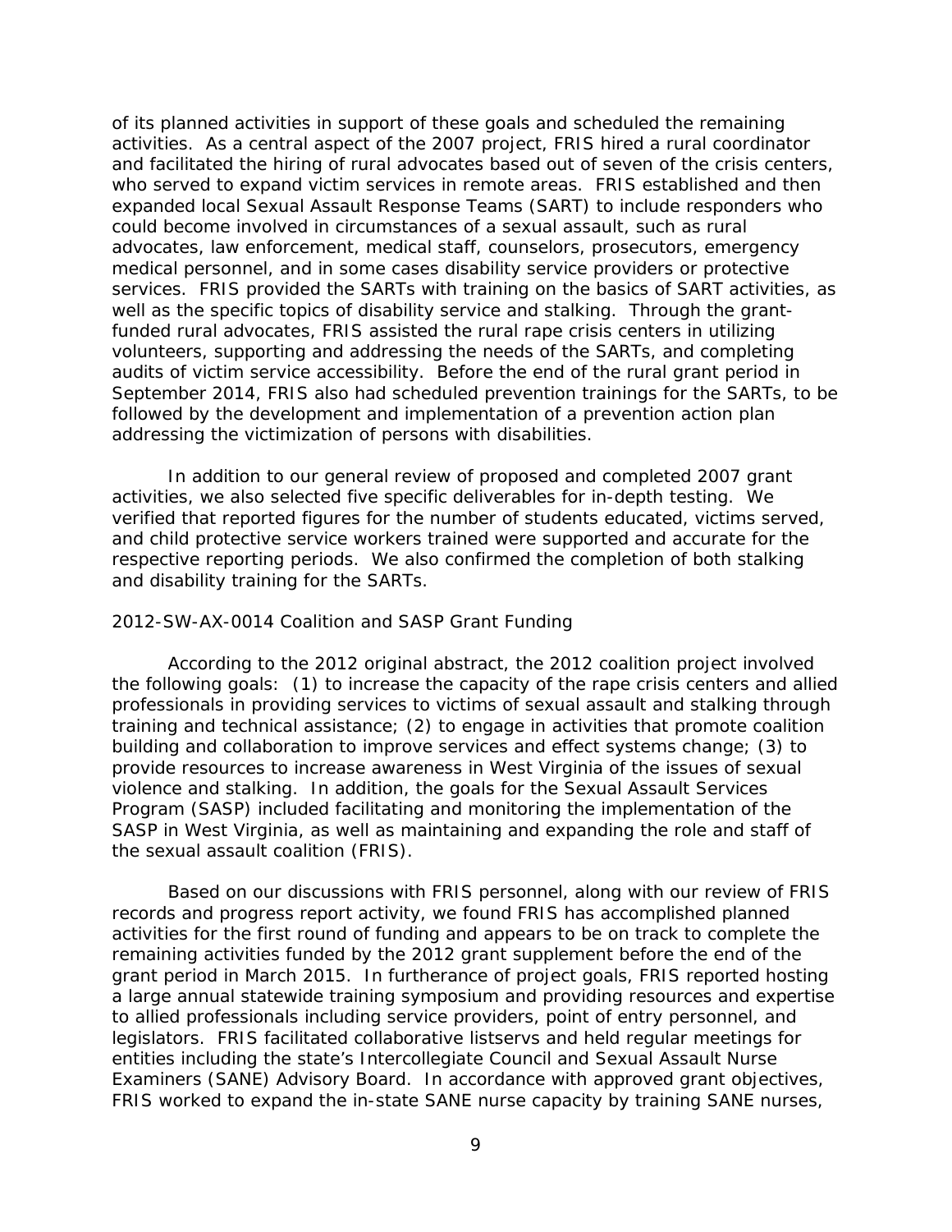of its planned activities in support of these goals and scheduled the remaining activities. As a central aspect of the 2007 project, FRIS hired a rural coordinator and facilitated the hiring of rural advocates based out of seven of the crisis centers, who served to expand victim services in remote areas. FRIS established and then expanded local Sexual Assault Response Teams (SART) to include responders who could become involved in circumstances of a sexual assault, such as rural advocates, law enforcement, medical staff, counselors, prosecutors, emergency medical personnel, and in some cases disability service providers or protective services. FRIS provided the SARTs with training on the basics of SART activities, as well as the specific topics of disability service and stalking. Through the grant-funded rural advocates, FRIS assisted the rural rape crisis centers in utilizing volunteers, supporting and addressing the needs of the SARTs, and completing audits of victim service accessibility. Before the end of the rural grant period in September 2014, FRIS also had scheduled prevention trainings for the SARTs, to be followed by the development and implementation of a prevention action plan addressing the victimization of persons with disabilities.

In addition to our general review of proposed and completed 2007 grant activities, we also selected five specific deliverables for in-depth testing. We verified that reported figures for the number of students educated, victims served, and child protective service workers trained were supported and accurate for the respective reporting periods. We also confirmed the completion of both stalking and disability training for the SARTs.

### 2012-SW-AX-0014 Coalition and SASP Grant Funding

According to the 2012 original abstract, the 2012 coalition project involved the following goals: (1) to increase the capacity of the rape crisis centers and allied professionals in providing services to victims of sexual assault and stalking through training and technical assistance; (2) to engage in activities that promote coalition building and collaboration to improve services and effect systems change; (3) to provide resources to increase awareness in West Virginia of the issues of sexual violence and stalking. In addition, the goals for the Sexual Assault Services Program (SASP) included facilitating and monitoring the implementation of the SASP in West Virginia, as well as maintaining and expanding the role and staff of the sexual assault coalition (FRIS).

Based on our discussions with FRIS personnel, along with our review of FRIS records and progress report activity, we found FRIS has accomplished planned activities for the first round of funding and appears to be on track to complete the remaining activities funded by the 2012 grant supplement before the end of the grant period in March 2015. In furtherance of project goals, FRIS reported hosting a large annual statewide training symposium and providing resources and expertise to allied professionals including service providers, point of entry personnel, and legislators. FRIS facilitated collaborative listservs and held regular meetings for entities including the state's Intercollegiate Council and Sexual Assault Nurse Examiners (SANE) Advisory Board. In accordance with approved grant objectives, FRIS worked to expand the in-state SANE nurse capacity by training SANE nurses,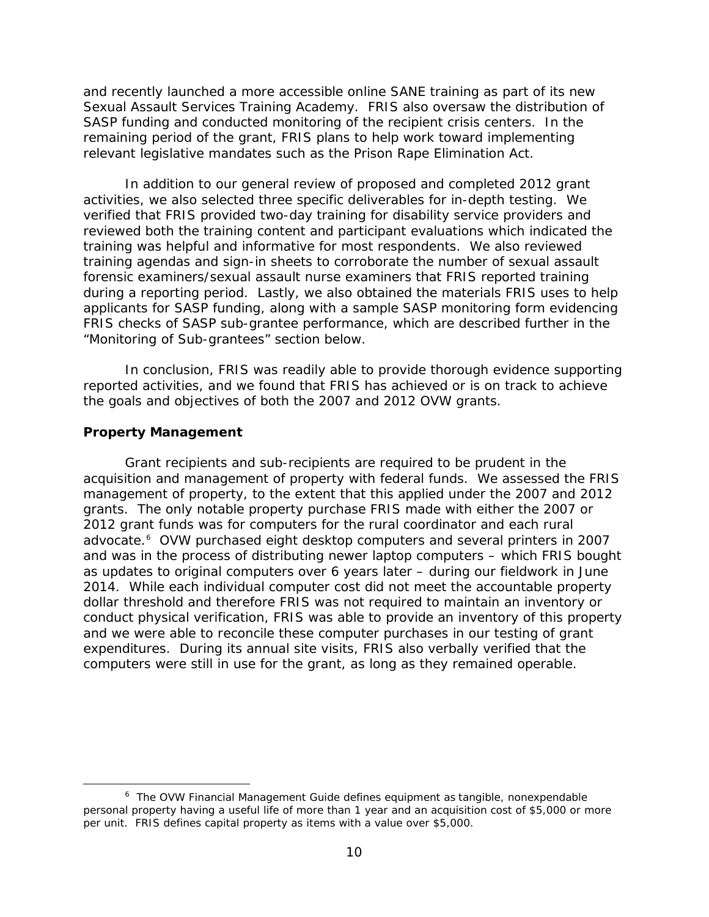and recently launched a more accessible online SANE training as part of its new Sexual Assault Services Training Academy. FRIS also oversaw the distribution of SASP funding and conducted monitoring of the recipient crisis centers. In the remaining period of the grant, FRIS plans to help work toward implementing relevant legislative mandates such as the Prison Rape Elimination Act.

In addition to our general review of proposed and completed 2012 grant activities, we also selected three specific deliverables for in-depth testing. We verified that FRIS provided two-day training for disability service providers and reviewed both the training content and participant evaluations which indicated the training was helpful and informative for most respondents. We also reviewed training agendas and sign-in sheets to corroborate the number of sexual assault forensic examiners/sexual assault nurse examiners that FRIS reported training during a reporting period. Lastly, we also obtained the materials FRIS uses to help applicants for SASP funding, along with a sample SASP monitoring form evidencing FRIS checks of SASP sub-grantee performance, which are described further in the "Monitoring of Sub-grantees" section below.

In conclusion, FRIS was readily able to provide thorough evidence supporting reported activities, and we found that FRIS has achieved or is on track to achieve the goals and objectives of both the 2007 and 2012 OVW grants.

### Property Management

Grant recipients and sub-recipients are required to be prudent in the acquisition and management of property with federal funds. We assessed the FRIS management of property, to the extent that this applied under the 2007 and 2012 grants. The only notable property purchase FRIS made with either the 2007 or 2012 grant funds was for computers for the rural coordinator and each rural advocate.[6] OVW purchased eight desktop computers and several printers in 2007 and was in the process of distributing newer laptop computers – which FRIS bought as updates to original computers over 6 years later – during our fieldwork in June 2014. While each individual computer cost did not meet the accountable property dollar threshold and therefore FRIS was not required to maintain an inventory or conduct physical verification, FRIS was able to provide an inventory of this property and we were able to reconcile these computer purchases in our testing of grant expenditures. During its annual site visits, FRIS also verbally verified that the computers were still in use for the grant, as long as they remained operable.

---

[6] The OVW Financial Management Guide defines equipment as tangible, nonexpendable personal property having a useful life of more than 1 year and an acquisition cost of $5,000 or more per unit. FRIS defines capital property as items with a value over $5,000.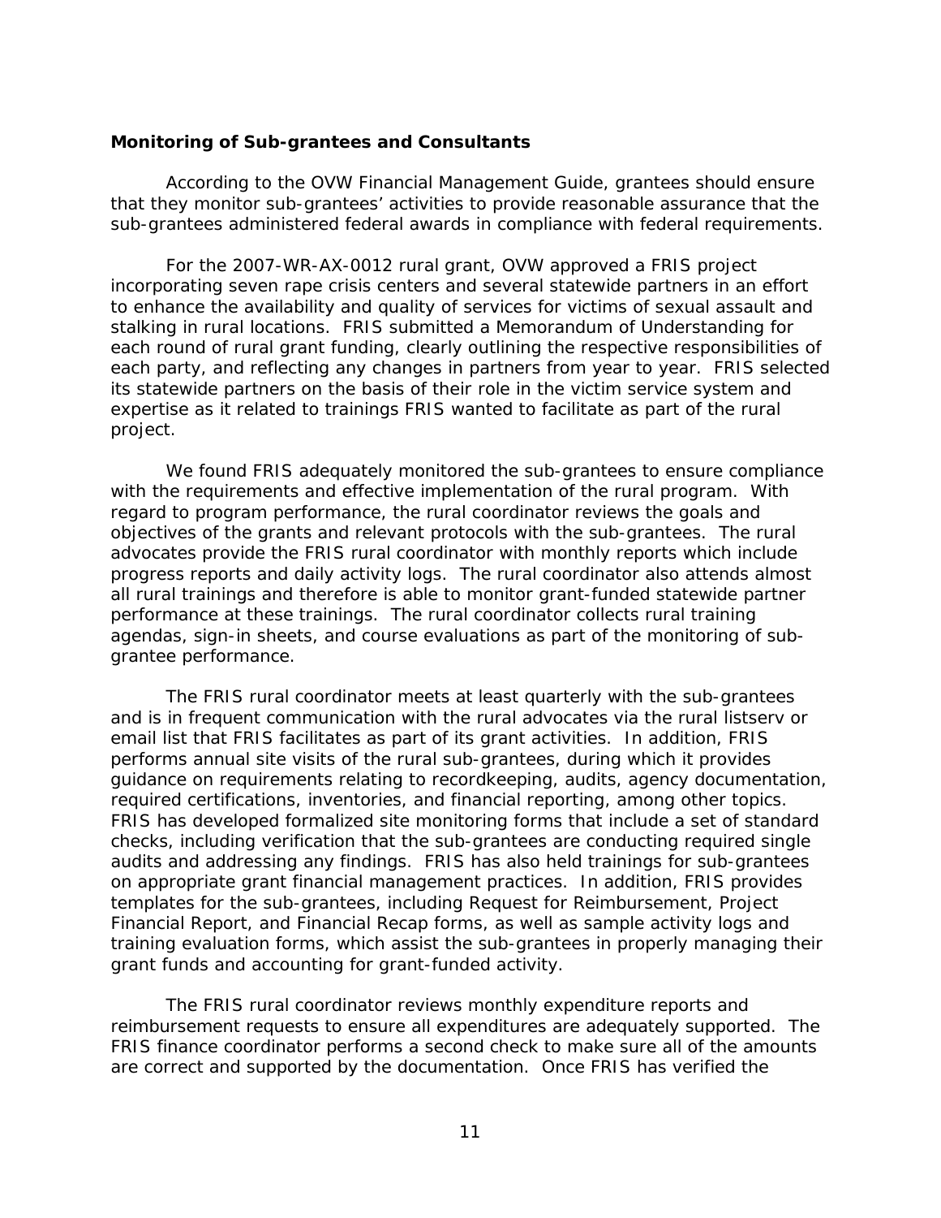### Monitoring of Sub-grantees and Consultants

According to the OVW Financial Management Guide, grantees should ensure that they monitor sub-grantees' activities to provide reasonable assurance that the sub-grantees administered federal awards in compliance with federal requirements.

For the 2007-WR-AX-0012 rural grant, OVW approved a FRIS project incorporating seven rape crisis centers and several statewide partners in an effort to enhance the availability and quality of services for victims of sexual assault and stalking in rural locations. FRIS submitted a Memorandum of Understanding for each round of rural grant funding, clearly outlining the respective responsibilities of each party, and reflecting any changes in partners from year to year. FRIS selected its statewide partners on the basis of their role in the victim service system and expertise as it related to trainings FRIS wanted to facilitate as part of the rural project.

We found FRIS adequately monitored the sub-grantees to ensure compliance with the requirements and effective implementation of the rural program. With regard to program performance, the rural coordinator reviews the goals and objectives of the grants and relevant protocols with the sub-grantees. The rural advocates provide the FRIS rural coordinator with monthly reports which include progress reports and daily activity logs. The rural coordinator also attends almost all rural trainings and therefore is able to monitor grant-funded statewide partner performance at these trainings. The rural coordinator collects rural training agendas, sign-in sheets, and course evaluations as part of the monitoring of sub-grantee performance.

The FRIS rural coordinator meets at least quarterly with the sub-grantees and is in frequent communication with the rural advocates via the rural listserv or email list that FRIS facilitates as part of its grant activities. In addition, FRIS performs annual site visits of the rural sub-grantees, during which it provides guidance on requirements relating to recordkeeping, audits, agency documentation, required certifications, inventories, and financial reporting, among other topics. FRIS has developed formalized site monitoring forms that include a set of standard checks, including verification that the sub-grantees are conducting required single audits and addressing any findings. FRIS has also held trainings for sub-grantees on appropriate grant financial management practices. In addition, FRIS provides templates for the sub-grantees, including Request for Reimbursement, Project Financial Report, and Financial Recap forms, as well as sample activity logs and training evaluation forms, which assist the sub-grantees in properly managing their grant funds and accounting for grant-funded activity.

The FRIS rural coordinator reviews monthly expenditure reports and reimbursement requests to ensure all expenditures are adequately supported. The FRIS finance coordinator performs a second check to make sure all of the amounts are correct and supported by the documentation. Once FRIS has verified the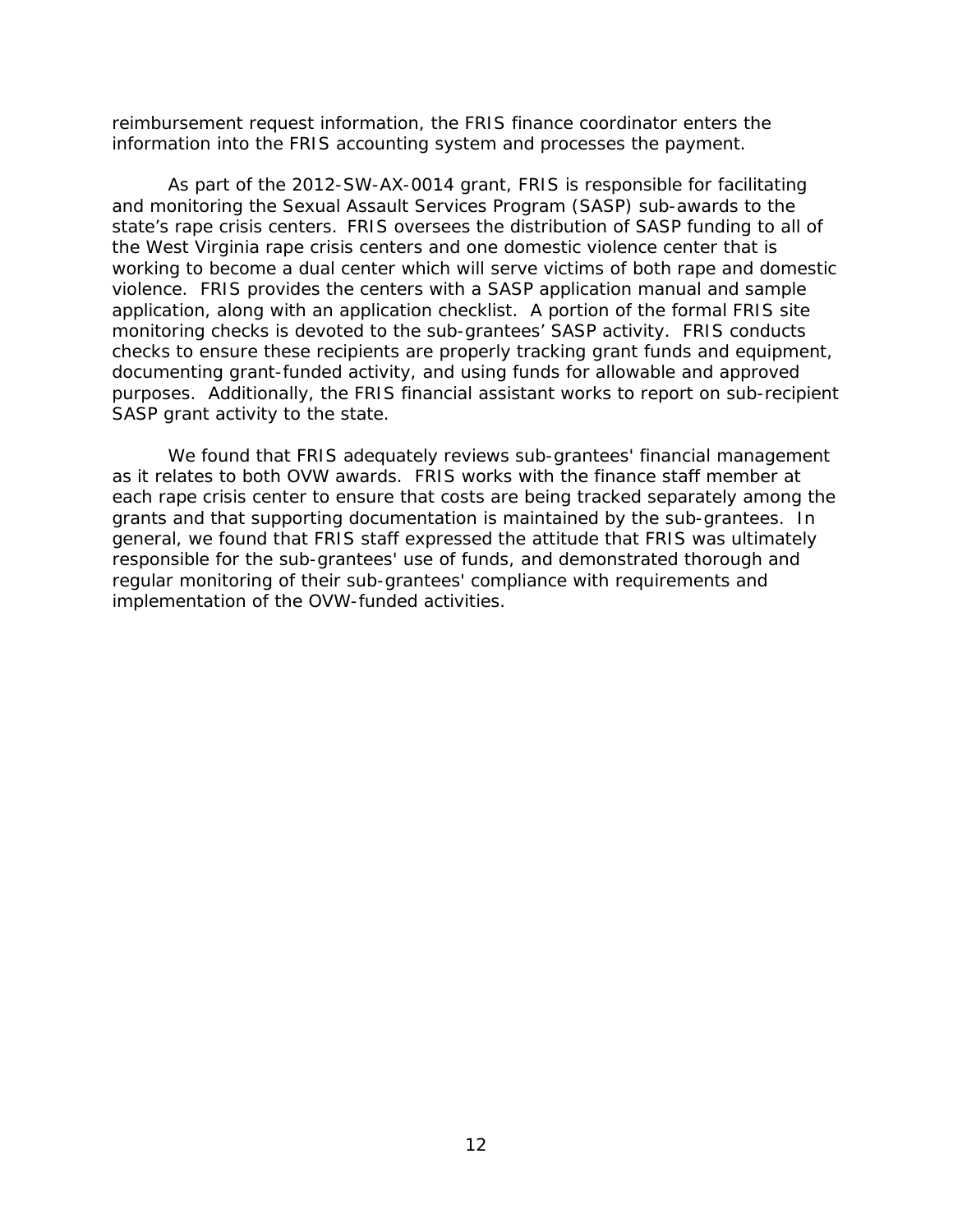reimbursement request information, the FRIS finance coordinator enters the information into the FRIS accounting system and processes the payment.

As part of the 2012-SW-AX-0014 grant, FRIS is responsible for facilitating and monitoring the Sexual Assault Services Program (SASP) sub-awards to the state's rape crisis centers. FRIS oversees the distribution of SASP funding to all of the West Virginia rape crisis centers and one domestic violence center that is working to become a dual center which will serve victims of both rape and domestic violence. FRIS provides the centers with a SASP application manual and sample application, along with an application checklist. A portion of the formal FRIS site monitoring checks is devoted to the sub-grantees' SASP activity. FRIS conducts checks to ensure these recipients are properly tracking grant funds and equipment, documenting grant-funded activity, and using funds for allowable and approved purposes. Additionally, the FRIS financial assistant works to report on sub-recipient SASP grant activity to the state.

We found that FRIS adequately reviews sub-grantees' financial management as it relates to both OVW awards. FRIS works with the finance staff member at each rape crisis center to ensure that costs are being tracked separately among the grants and that supporting documentation is maintained by the sub-grantees. In general, we found that FRIS staff expressed the attitude that FRIS was ultimately responsible for the sub-grantees' use of funds, and demonstrated thorough and regular monitoring of their sub-grantees' compliance with requirements and implementation of the OVW-funded activities.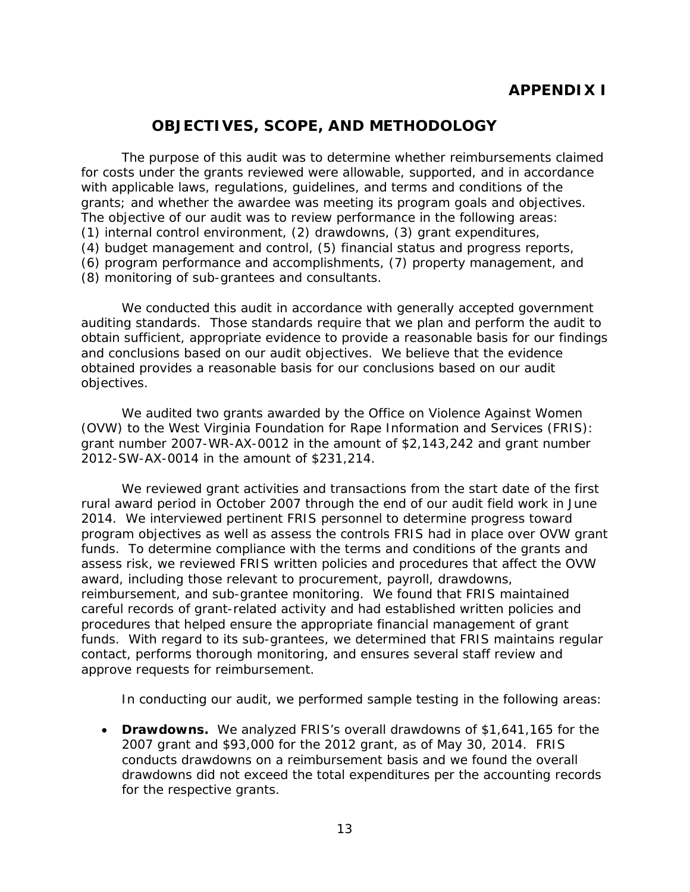# APPENDIX I

## OBJECTIVES, SCOPE, AND METHODOLOGY

The purpose of this audit was to determine whether reimbursements claimed for costs under the grants reviewed were allowable, supported, and in accordance with applicable laws, regulations, guidelines, and terms and conditions of the grants; and whether the awardee was meeting its program goals and objectives. The objective of our audit was to review performance in the following areas: (1) internal control environment, (2) drawdowns, (3) grant expenditures, (4) budget management and control, (5) financial status and progress reports, (6) program performance and accomplishments, (7) property management, and (8) monitoring of sub-grantees and consultants.

We conducted this audit in accordance with generally accepted government auditing standards. Those standards require that we plan and perform the audit to obtain sufficient, appropriate evidence to provide a reasonable basis for our findings and conclusions based on our audit objectives. We believe that the evidence obtained provides a reasonable basis for our conclusions based on our audit objectives.

We audited two grants awarded by the Office on Violence Against Women (OVW) to the West Virginia Foundation for Rape Information and Services (FRIS): grant number 2007-WR-AX-0012 in the amount of $2,143,242 and grant number 2012-SW-AX-0014 in the amount of $231,214.

We reviewed grant activities and transactions from the start date of the first rural award period in October 2007 through the end of our audit field work in June 2014. We interviewed pertinent FRIS personnel to determine progress toward program objectives as well as assess the controls FRIS had in place over OVW grant funds. To determine compliance with the terms and conditions of the grants and assess risk, we reviewed FRIS written policies and procedures that affect the OVW award, including those relevant to procurement, payroll, drawdowns, reimbursement, and sub-grantee monitoring. We found that FRIS maintained careful records of grant-related activity and had established written policies and procedures that helped ensure the appropriate financial management of grant funds. With regard to its sub-grantees, we determined that FRIS maintains regular contact, performs thorough monitoring, and ensures several staff review and approve requests for reimbursement.

In conducting our audit, we performed sample testing in the following areas:

- **Drawdowns.** We analyzed FRIS's overall drawdowns of $1,641,165 for the 2007 grant and $93,000 for the 2012 grant, as of May 30, 2014. FRIS conducts drawdowns on a reimbursement basis and we found the overall drawdowns did not exceed the total expenditures per the accounting records for the respective grants.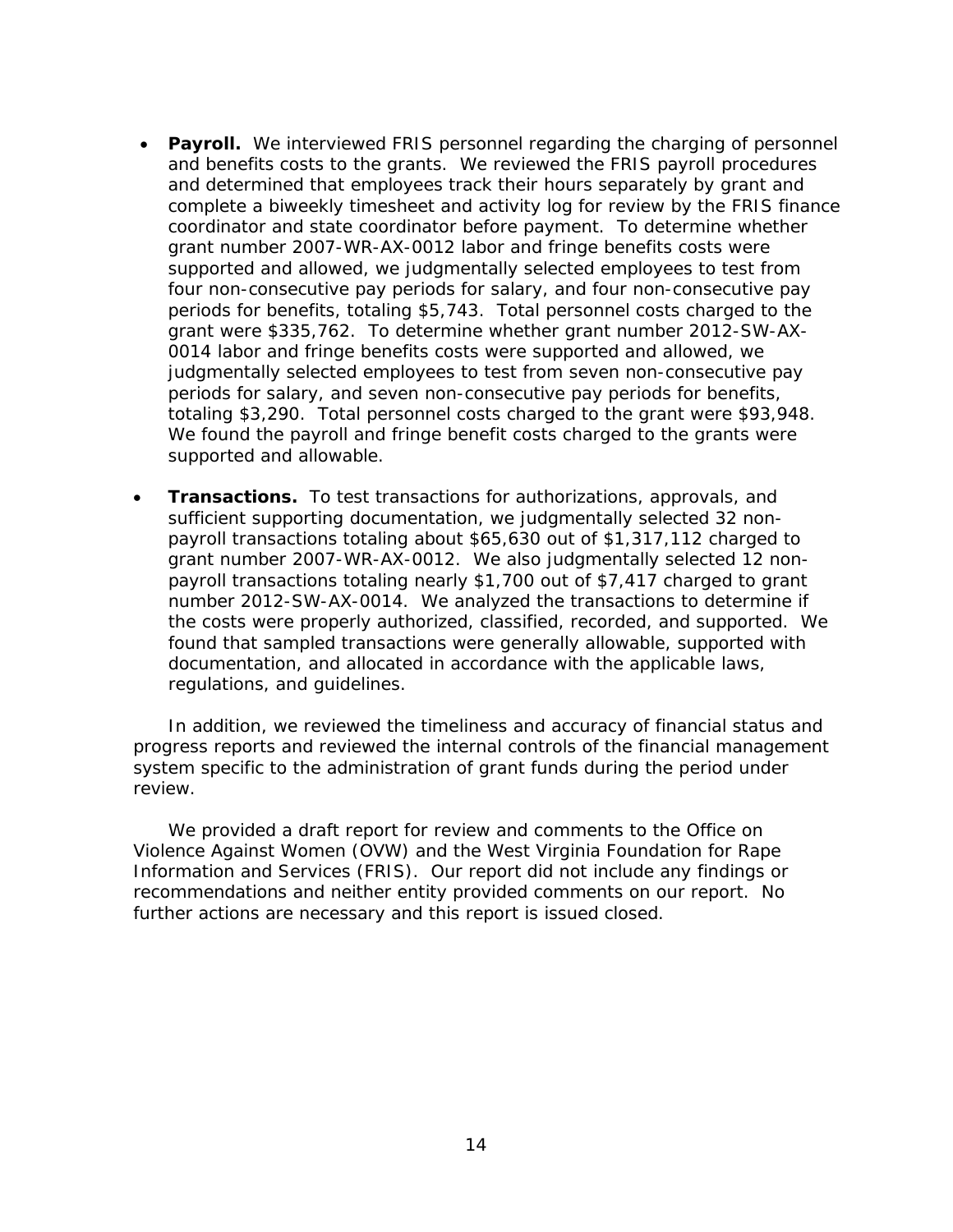- **Payroll.** We interviewed FRIS personnel regarding the charging of personnel and benefits costs to the grants. We reviewed the FRIS payroll procedures and determined that employees track their hours separately by grant and complete a biweekly timesheet and activity log for review by the FRIS finance coordinator and state coordinator before payment. To determine whether grant number 2007-WR-AX-0012 labor and fringe benefits costs were supported and allowed, we judgmentally selected employees to test from four non-consecutive pay periods for salary, and four non-consecutive pay periods for benefits, totaling $5,743. Total personnel costs charged to the grant were $335,762. To determine whether grant number 2012-SW-AX-0014 labor and fringe benefits costs were supported and allowed, we judgmentally selected employees to test from seven non-consecutive pay periods for salary, and seven non-consecutive pay periods for benefits, totaling $3,290. Total personnel costs charged to the grant were $93,948. We found the payroll and fringe benefit costs charged to the grants were supported and allowable.

- **Transactions.** To test transactions for authorizations, approvals, and sufficient supporting documentation, we judgmentally selected 32 non-payroll transactions totaling about $65,630 out of $1,317,112 charged to grant number 2007-WR-AX-0012. We also judgmentally selected 12 non-payroll transactions totaling nearly $1,700 out of $7,417 charged to grant number 2012-SW-AX-0014. We analyzed the transactions to determine if the costs were properly authorized, classified, recorded, and supported. We found that sampled transactions were generally allowable, supported with documentation, and allocated in accordance with the applicable laws, regulations, and guidelines.

In addition, we reviewed the timeliness and accuracy of financial status and progress reports and reviewed the internal controls of the financial management system specific to the administration of grant funds during the period under review.

We provided a draft report for review and comments to the Office on Violence Against Women (OVW) and the West Virginia Foundation for Rape Information and Services (FRIS). Our report did not include any findings or recommendations and neither entity provided comments on our report. No further actions are necessary and this report is issued closed.